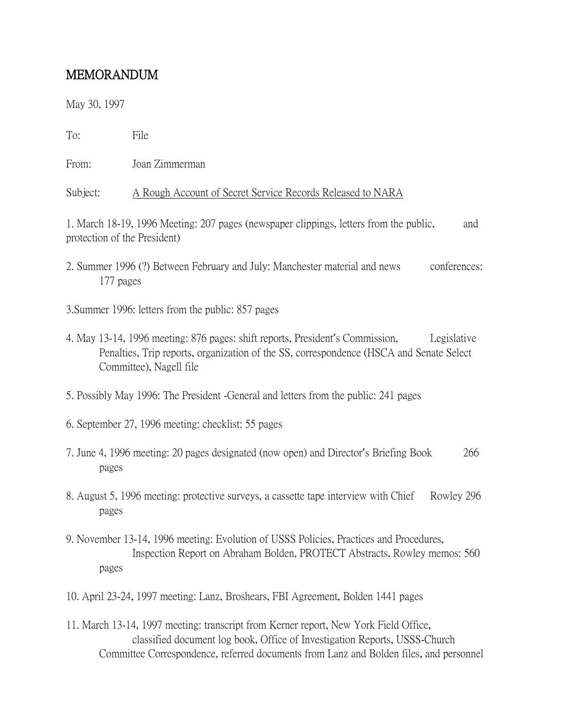# MEMORANDUM

May 30, 1997

To: File

From: Joan Zimmerman

Subject: A Rough Account of Secret Service Records Released to NARA

1. March 18-19, 1996 Meeting: 207 pages (newspaper clippings, letters from the public, and protection of the President)

2. Summer 1996 (?) Between February and July: Manchester material and news conferences: 177 pages

3. Summer 1996: letters from the public: 857 pages

4. May 13-14, 1996 meeting: 876 pages: shift reports, President's Commission, Legislative Penalties, Trip reports, organization of the SS, correspondence (HSCA and Senate Select Committee), Nagell file

5. Possibly May 1996: The President -General and letters from the public: 241 pages

6. September 27, 1996 meeting: checklist: 55 pages

7. June 4, 1996 meeting: 20 pages designated (now open) and Director's Briefing Book 266 pages

8. August 5, 1996 meeting: protective surveys, a cassette tape interview with Chief Rowley 296 pages

9. November 13-14, 1996 meeting: Evolution of USSS Policies, Practices and Procedures, Inspection Report on Abraham Bolden, PROTECT Abstracts, Rowley memos: 560 pages

10. April 23-24, 1997 meeting: Lanz, Broshears, FBI Agreement, Bolden 1441 pages

11. March 13-14, 1997 meeting: transcript from Kerner report, New York Field Office, classified document log book, Office of Investigation Reports, USSS-Church Committee Correspondence, referred documents from Lanz and Bolden files, and personnel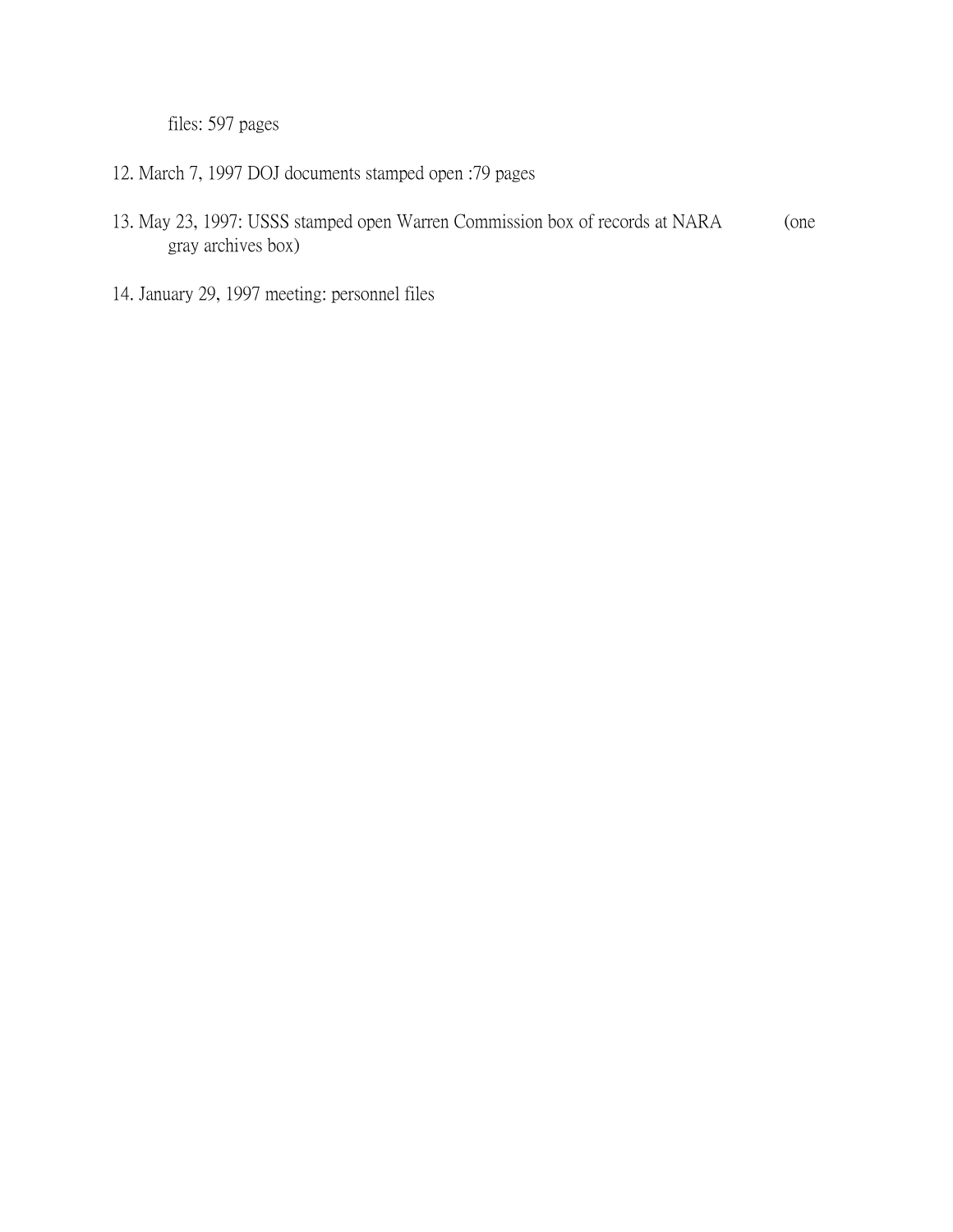files: 597 pages

12. March 7, 1997 DOJ documents stamped open :79 pages

13. May 23, 1997: USSS stamped open Warren Commission box of records at NARA (one gray archives box)

14. January 29, 1997 meeting: personnel files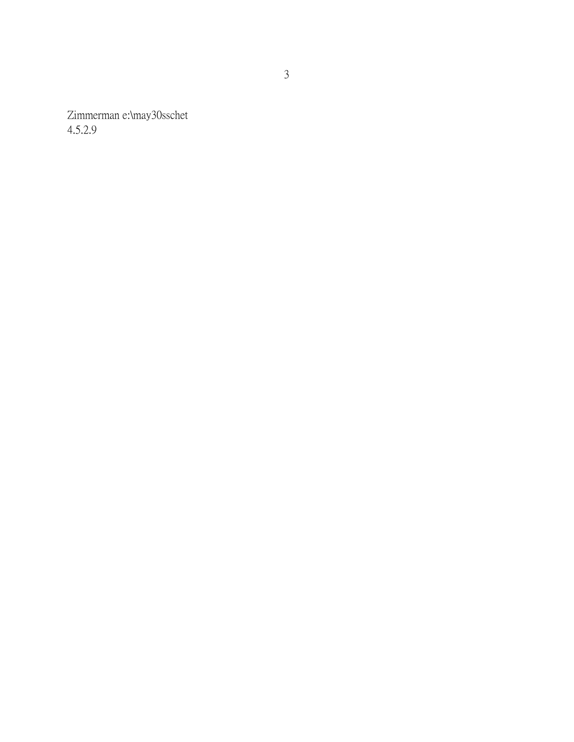Zimmerman e:\may30sschet
4.5.2.9